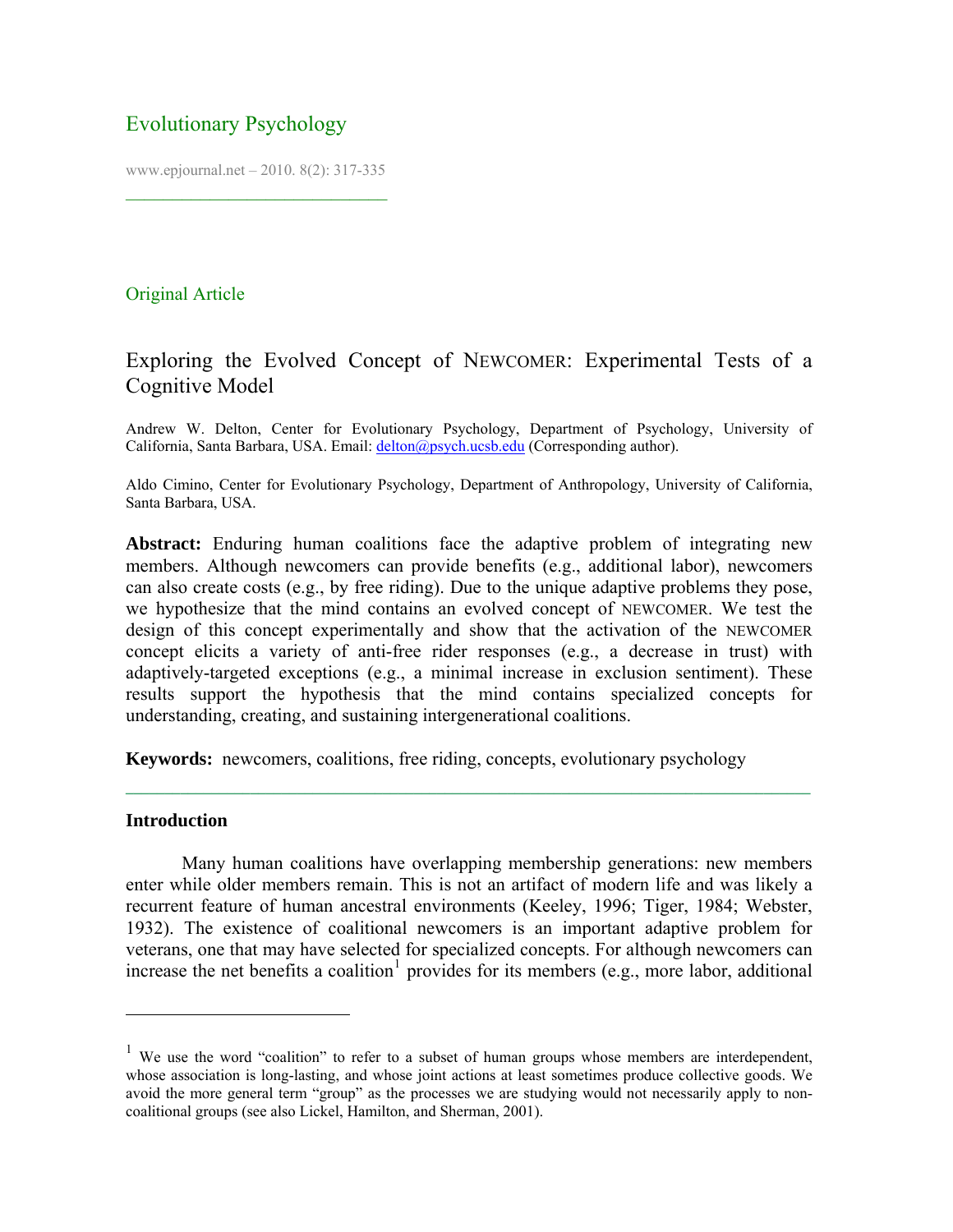Evolutionary Psychology

www.epjournal.net – 2010. 8(2): 317-335

Original Article

# Exploring the Evolved Concept of NEWCOMER: Experimental Tests of a Cognitive Model

Andrew W. Delton, Center for Evolutionary Psychology, Department of Psychology, University of California, Santa Barbara, USA. Email: delton@psych.ucsb.edu (Corresponding author).

Aldo Cimino, Center for Evolutionary Psychology, Department of Anthropology, University of California, Santa Barbara, USA.

**Abstract:** Enduring human coalitions face the adaptive problem of integrating new members. Although newcomers can provide benefits (e.g., additional labor), newcomers can also create costs (e.g., by free riding). Due to the unique adaptive problems they pose, we hypothesize that the mind contains an evolved concept of NEWCOMER. We test the design of this concept experimentally and show that the activation of the NEWCOMER concept elicits a variety of anti-free rider responses (e.g., a decrease in trust) with adaptively-targeted exceptions (e.g., a minimal increase in exclusion sentiment). These results support the hypothesis that the mind contains specialized concepts for understanding, creating, and sustaining intergenerational coalitions.

**Keywords:** newcomers, coalitions, free riding, concepts, evolutionary psychology

## Introduction

Many human coalitions have overlapping membership generations: new members enter while older members remain. This is not an artifact of modern life and was likely a recurrent feature of human ancestral environments (Keeley, 1996; Tiger, 1984; Webster, 1932). The existence of coalitional newcomers is an important adaptive problem for veterans, one that may have selected for specialized concepts. For although newcomers can increase the net benefits a coalition[1] provides for its members (e.g., more labor, additional

[1] We use the word "coalition" to refer to a subset of human groups whose members are interdependent, whose association is long-lasting, and whose joint actions at least sometimes produce collective goods. We avoid the more general term "group" as the processes we are studying would not necessarily apply to non-coalitional groups (see also Lickel, Hamilton, and Sherman, 2001).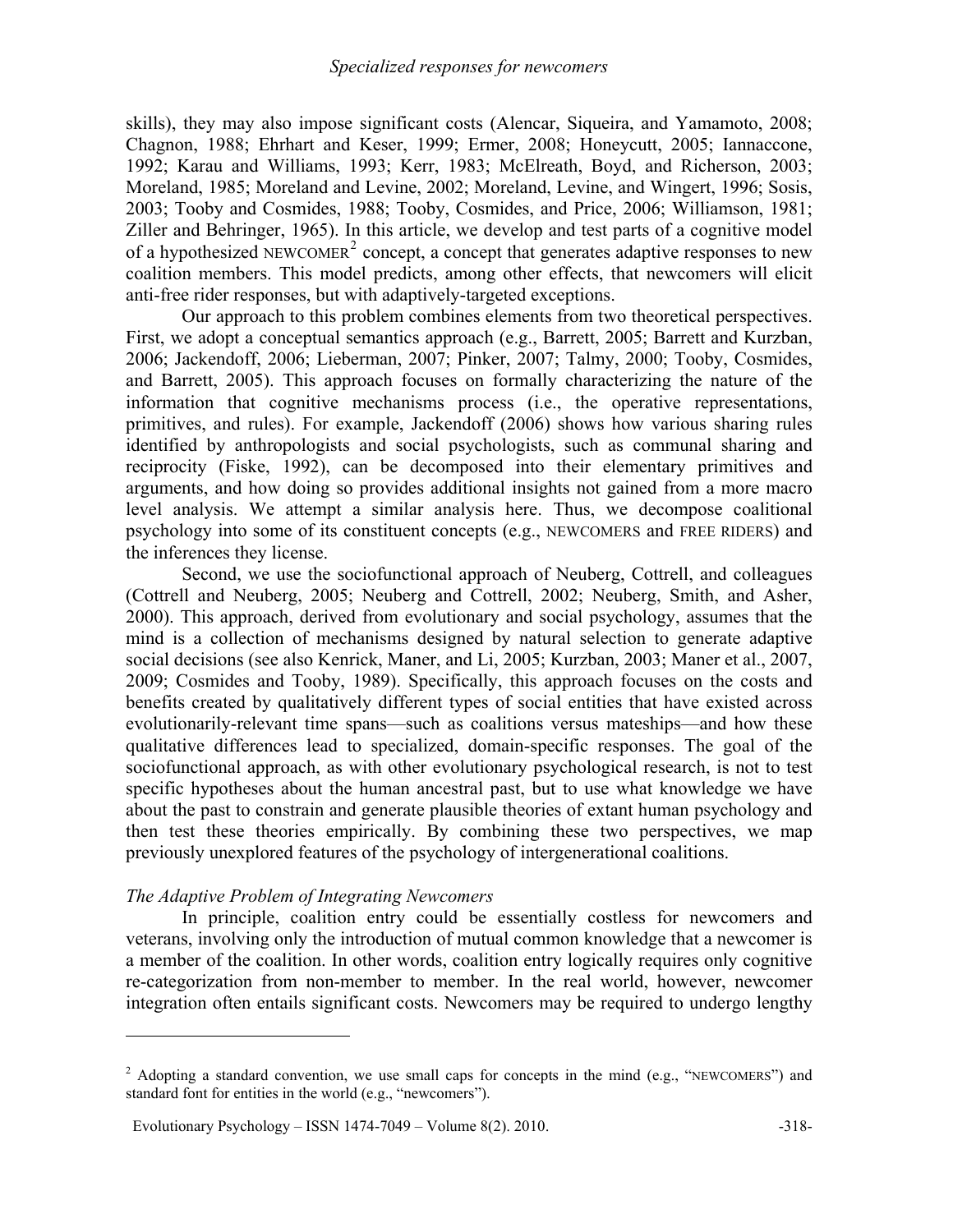skills), they may also impose significant costs (Alencar, Siqueira, and Yamamoto, 2008; Chagnon, 1988; Ehrhart and Keser, 1999; Ermer, 2008; Honeycutt, 2005; Iannaccone, 1992; Karau and Williams, 1993; Kerr, 1983; McElreath, Boyd, and Richerson, 2003; Moreland, 1985; Moreland and Levine, 2002; Moreland, Levine, and Wingert, 1996; Sosis, 2003; Tooby and Cosmides, 1988; Tooby, Cosmides, and Price, 2006; Williamson, 1981; Ziller and Behringer, 1965). In this article, we develop and test parts of a cognitive model of a hypothesized NEWCOMER[2] concept, a concept that generates adaptive responses to new coalition members. This model predicts, among other effects, that newcomers will elicit anti-free rider responses, but with adaptively-targeted exceptions.

Our approach to this problem combines elements from two theoretical perspectives. First, we adopt a conceptual semantics approach (e.g., Barrett, 2005; Barrett and Kurzban, 2006; Jackendoff, 2006; Lieberman, 2007; Pinker, 2007; Talmy, 2000; Tooby, Cosmides, and Barrett, 2005). This approach focuses on formally characterizing the nature of the information that cognitive mechanisms process (i.e., the operative representations, primitives, and rules). For example, Jackendoff (2006) shows how various sharing rules identified by anthropologists and social psychologists, such as communal sharing and reciprocity (Fiske, 1992), can be decomposed into their elementary primitives and arguments, and how doing so provides additional insights not gained from a more macro level analysis. We attempt a similar analysis here. Thus, we decompose coalitional psychology into some of its constituent concepts (e.g., NEWCOMERS and FREE RIDERS) and the inferences they license.

Second, we use the sociofunctional approach of Neuberg, Cottrell, and colleagues (Cottrell and Neuberg, 2005; Neuberg and Cottrell, 2002; Neuberg, Smith, and Asher, 2000). This approach, derived from evolutionary and social psychology, assumes that the mind is a collection of mechanisms designed by natural selection to generate adaptive social decisions (see also Kenrick, Maner, and Li, 2005; Kurzban, 2003; Maner et al., 2007, 2009; Cosmides and Tooby, 1989). Specifically, this approach focuses on the costs and benefits created by qualitatively different types of social entities that have existed across evolutionarily-relevant time spans—such as coalitions versus mateships—and how these qualitative differences lead to specialized, domain-specific responses. The goal of the sociofunctional approach, as with other evolutionary psychological research, is not to test specific hypotheses about the human ancestral past, but to use what knowledge we have about the past to constrain and generate plausible theories of extant human psychology and then test these theories empirically. By combining these two perspectives, we map previously unexplored features of the psychology of intergenerational coalitions.

*The Adaptive Problem of Integrating Newcomers*

In principle, coalition entry could be essentially costless for newcomers and veterans, involving only the introduction of mutual common knowledge that a newcomer is a member of the coalition. In other words, coalition entry logically requires only cognitive re-categorization from non-member to member. In the real world, however, newcomer integration often entails significant costs. Newcomers may be required to undergo lengthy

[2] Adopting a standard convention, we use small caps for concepts in the mind (e.g., "NEWCOMERS") and standard font for entities in the world (e.g., "newcomers").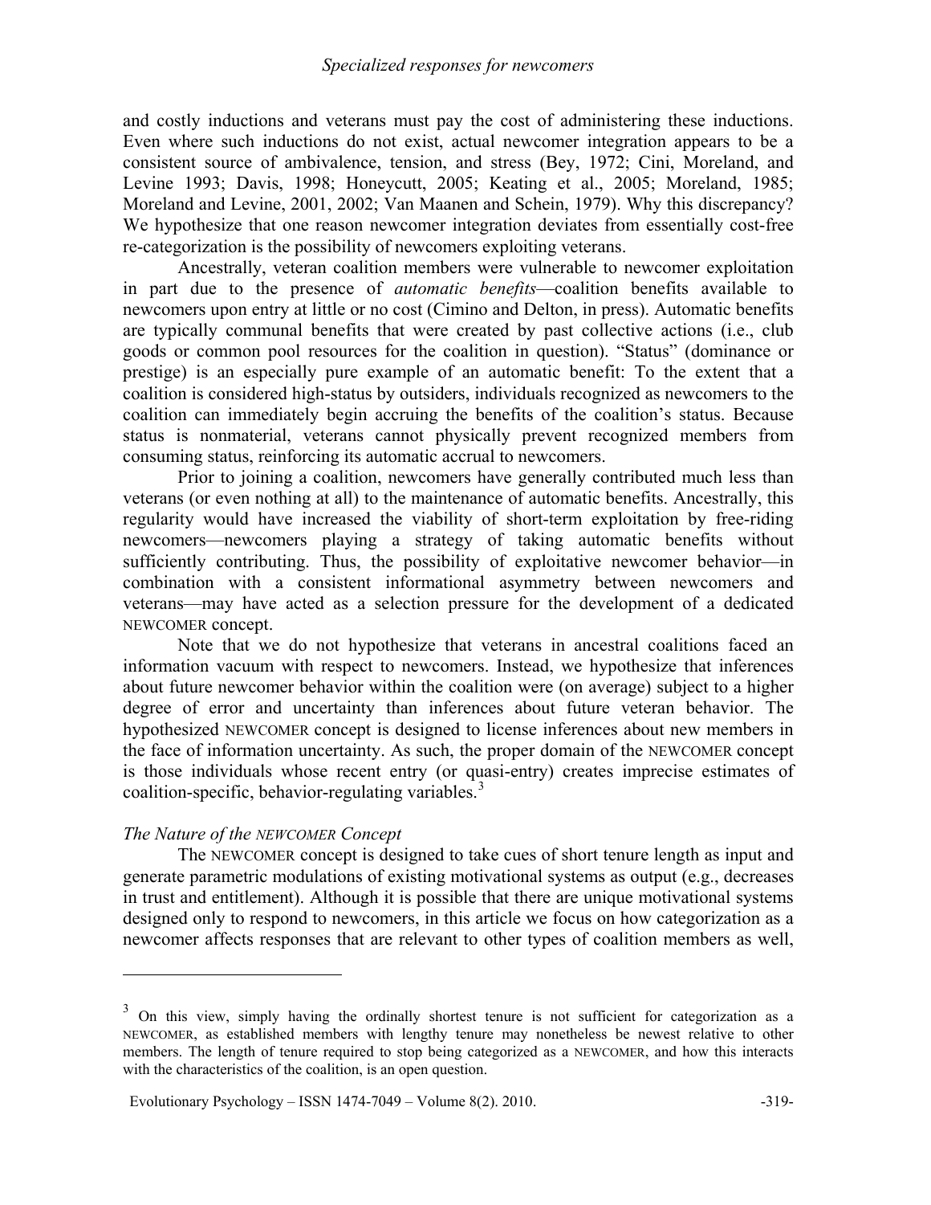and costly inductions and veterans must pay the cost of administering these inductions. Even where such inductions do not exist, actual newcomer integration appears to be a consistent source of ambivalence, tension, and stress (Bey, 1972; Cini, Moreland, and Levine 1993; Davis, 1998; Honeycutt, 2005; Keating et al., 2005; Moreland, 1985; Moreland and Levine, 2001, 2002; Van Maanen and Schein, 1979). Why this discrepancy? We hypothesize that one reason newcomer integration deviates from essentially cost-free re-categorization is the possibility of newcomers exploiting veterans.

Ancestrally, veteran coalition members were vulnerable to newcomer exploitation in part due to the presence of *automatic benefits*—coalition benefits available to newcomers upon entry at little or no cost (Cimino and Delton, in press). Automatic benefits are typically communal benefits that were created by past collective actions (i.e., club goods or common pool resources for the coalition in question). "Status" (dominance or prestige) is an especially pure example of an automatic benefit: To the extent that a coalition is considered high-status by outsiders, individuals recognized as newcomers to the coalition can immediately begin accruing the benefits of the coalition's status. Because status is nonmaterial, veterans cannot physically prevent recognized members from consuming status, reinforcing its automatic accrual to newcomers.

Prior to joining a coalition, newcomers have generally contributed much less than veterans (or even nothing at all) to the maintenance of automatic benefits. Ancestrally, this regularity would have increased the viability of short-term exploitation by free-riding newcomers—newcomers playing a strategy of taking automatic benefits without sufficiently contributing. Thus, the possibility of exploitative newcomer behavior—in combination with a consistent informational asymmetry between newcomers and veterans—may have acted as a selection pressure for the development of a dedicated NEWCOMER concept.

Note that we do not hypothesize that veterans in ancestral coalitions faced an information vacuum with respect to newcomers. Instead, we hypothesize that inferences about future newcomer behavior within the coalition were (on average) subject to a higher degree of error and uncertainty than inferences about future veteran behavior. The hypothesized NEWCOMER concept is designed to license inferences about new members in the face of information uncertainty. As such, the proper domain of the NEWCOMER concept is those individuals whose recent entry (or quasi-entry) creates imprecise estimates of coalition-specific, behavior-regulating variables.[3]

### *The Nature of the NEWCOMER Concept*

The NEWCOMER concept is designed to take cues of short tenure length as input and generate parametric modulations of existing motivational systems as output (e.g., decreases in trust and entitlement). Although it is possible that there are unique motivational systems designed only to respond to newcomers, in this article we focus on how categorization as a newcomer affects responses that are relevant to other types of coalition members as well,

[3] On this view, simply having the ordinally shortest tenure is not sufficient for categorization as a NEWCOMER, as established members with lengthy tenure may nonetheless be newest relative to other members. The length of tenure required to stop being categorized as a NEWCOMER, and how this interacts with the characteristics of the coalition, is an open question.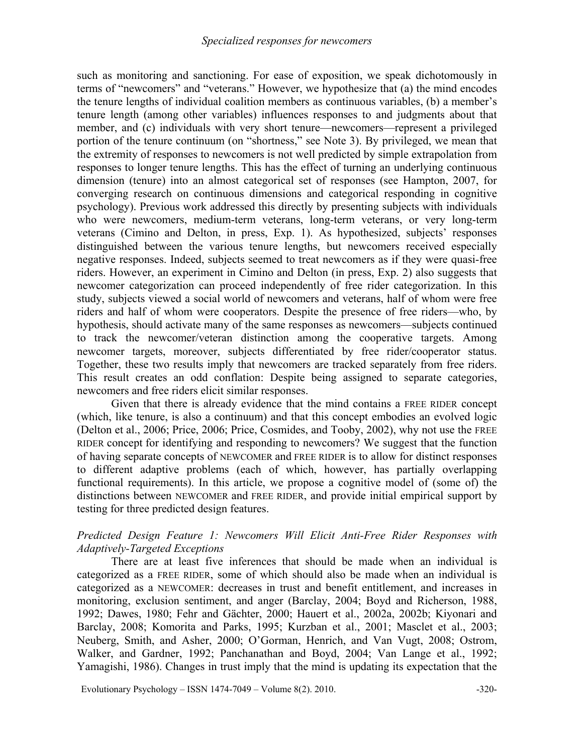such as monitoring and sanctioning. For ease of exposition, we speak dichotomously in terms of "newcomers" and "veterans." However, we hypothesize that (a) the mind encodes the tenure lengths of individual coalition members as continuous variables, (b) a member's tenure length (among other variables) influences responses to and judgments about that member, and (c) individuals with very short tenure—newcomers—represent a privileged portion of the tenure continuum (on "shortness," see Note 3). By privileged, we mean that the extremity of responses to newcomers is not well predicted by simple extrapolation from responses to longer tenure lengths. This has the effect of turning an underlying continuous dimension (tenure) into an almost categorical set of responses (see Hampton, 2007, for converging research on continuous dimensions and categorical responding in cognitive psychology). Previous work addressed this directly by presenting subjects with individuals who were newcomers, medium-term veterans, long-term veterans, or very long-term veterans (Cimino and Delton, in press, Exp. 1). As hypothesized, subjects' responses distinguished between the various tenure lengths, but newcomers received especially negative responses. Indeed, subjects seemed to treat newcomers as if they were quasi-free riders. However, an experiment in Cimino and Delton (in press, Exp. 2) also suggests that newcomer categorization can proceed independently of free rider categorization. In this study, subjects viewed a social world of newcomers and veterans, half of whom were free riders and half of whom were cooperators. Despite the presence of free riders—who, by hypothesis, should activate many of the same responses as newcomers—subjects continued to track the newcomer/veteran distinction among the cooperative targets. Among newcomer targets, moreover, subjects differentiated by free rider/cooperator status. Together, these two results imply that newcomers are tracked separately from free riders. This result creates an odd conflation: Despite being assigned to separate categories, newcomers and free riders elicit similar responses.

Given that there is already evidence that the mind contains a FREE RIDER concept (which, like tenure, is also a continuum) and that this concept embodies an evolved logic (Delton et al., 2006; Price, 2006; Price, Cosmides, and Tooby, 2002), why not use the FREE RIDER concept for identifying and responding to newcomers? We suggest that the function of having separate concepts of NEWCOMER and FREE RIDER is to allow for distinct responses to different adaptive problems (each of which, however, has partially overlapping functional requirements). In this article, we propose a cognitive model of (some of) the distinctions between NEWCOMER and FREE RIDER, and provide initial empirical support by testing for three predicted design features.

### *Predicted Design Feature 1: Newcomers Will Elicit Anti-Free Rider Responses with Adaptively-Targeted Exceptions*

There are at least five inferences that should be made when an individual is categorized as a FREE RIDER, some of which should also be made when an individual is categorized as a NEWCOMER: decreases in trust and benefit entitlement, and increases in monitoring, exclusion sentiment, and anger (Barclay, 2004; Boyd and Richerson, 1988, 1992; Dawes, 1980; Fehr and Gächter, 2000; Hauert et al., 2002a, 2002b; Kiyonari and Barclay, 2008; Komorita and Parks, 1995; Kurzban et al., 2001; Masclet et al., 2003; Neuberg, Smith, and Asher, 2000; O'Gorman, Henrich, and Van Vugt, 2008; Ostrom, Walker, and Gardner, 1992; Panchanathan and Boyd, 2004; Van Lange et al., 1992; Yamagishi, 1986). Changes in trust imply that the mind is updating its expectation that the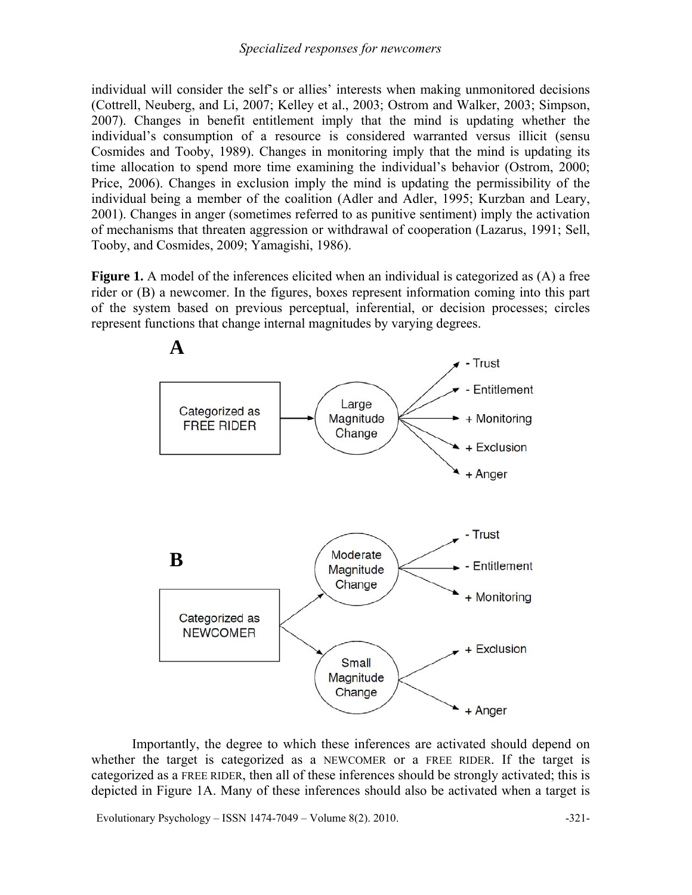individual will consider the self's or allies' interests when making unmonitored decisions (Cottrell, Neuberg, and Li, 2007; Kelley et al., 2003; Ostrom and Walker, 2003; Simpson, 2007). Changes in benefit entitlement imply that the mind is updating whether the individual's consumption of a resource is considered warranted versus illicit (sensu Cosmides and Tooby, 1989). Changes in monitoring imply that the mind is updating its time allocation to spend more time examining the individual's behavior (Ostrom, 2000; Price, 2006). Changes in exclusion imply the mind is updating the permissibility of the individual being a member of the coalition (Adler and Adler, 1995; Kurzban and Leary, 2001). Changes in anger (sometimes referred to as punitive sentiment) imply the activation of mechanisms that threaten aggression or withdrawal of cooperation (Lazarus, 1991; Sell, Tooby, and Cosmides, 2009; Yamagishi, 1986).

**Figure 1.** A model of the inferences elicited when an individual is categorized as (A) a free rider or (B) a newcomer. In the figures, boxes represent information coming into this part of the system based on previous perceptual, inferential, or decision processes; circles represent functions that change internal magnitudes by varying degrees.

Importantly, the degree to which these inferences are activated should depend on whether the target is categorized as a NEWCOMER or a FREE RIDER. If the target is categorized as a FREE RIDER, then all of these inferences should be strongly activated; this is depicted in Figure 1A. Many of these inferences should also be activated when a target is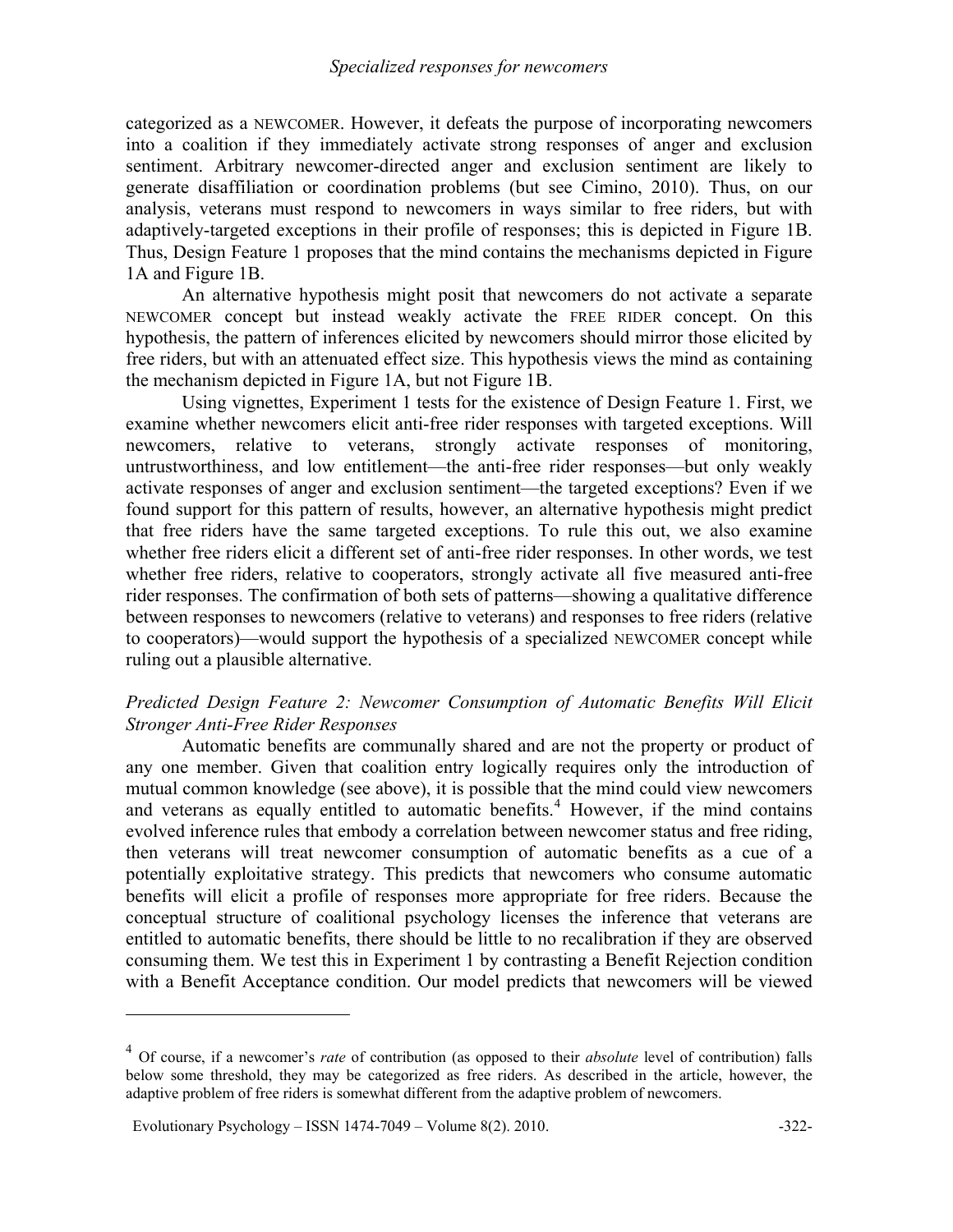categorized as a NEWCOMER. However, it defeats the purpose of incorporating newcomers into a coalition if they immediately activate strong responses of anger and exclusion sentiment. Arbitrary newcomer-directed anger and exclusion sentiment are likely to generate disaffiliation or coordination problems (but see Cimino, 2010). Thus, on our analysis, veterans must respond to newcomers in ways similar to free riders, but with adaptively-targeted exceptions in their profile of responses; this is depicted in Figure 1B. Thus, Design Feature 1 proposes that the mind contains the mechanisms depicted in Figure 1A and Figure 1B.

An alternative hypothesis might posit that newcomers do not activate a separate NEWCOMER concept but instead weakly activate the FREE RIDER concept. On this hypothesis, the pattern of inferences elicited by newcomers should mirror those elicited by free riders, but with an attenuated effect size. This hypothesis views the mind as containing the mechanism depicted in Figure 1A, but not Figure 1B.

Using vignettes, Experiment 1 tests for the existence of Design Feature 1. First, we examine whether newcomers elicit anti-free rider responses with targeted exceptions. Will newcomers, relative to veterans, strongly activate responses of monitoring, untrustworthiness, and low entitlement—the anti-free rider responses—but only weakly activate responses of anger and exclusion sentiment—the targeted exceptions? Even if we found support for this pattern of results, however, an alternative hypothesis might predict that free riders have the same targeted exceptions. To rule this out, we also examine whether free riders elicit a different set of anti-free rider responses. In other words, we test whether free riders, relative to cooperators, strongly activate all five measured anti-free rider responses. The confirmation of both sets of patterns—showing a qualitative difference between responses to newcomers (relative to veterans) and responses to free riders (relative to cooperators)—would support the hypothesis of a specialized NEWCOMER concept while ruling out a plausible alternative.

### *Predicted Design Feature 2: Newcomer Consumption of Automatic Benefits Will Elicit Stronger Anti-Free Rider Responses*

Automatic benefits are communally shared and are not the property or product of any one member. Given that coalition entry logically requires only the introduction of mutual common knowledge (see above), it is possible that the mind could view newcomers and veterans as equally entitled to automatic benefits.[4] However, if the mind contains evolved inference rules that embody a correlation between newcomer status and free riding, then veterans will treat newcomer consumption of automatic benefits as a cue of a potentially exploitative strategy. This predicts that newcomers who consume automatic benefits will elicit a profile of responses more appropriate for free riders. Because the conceptual structure of coalitional psychology licenses the inference that veterans are entitled to automatic benefits, there should be little to no recalibration if they are observed consuming them. We test this in Experiment 1 by contrasting a Benefit Rejection condition with a Benefit Acceptance condition. Our model predicts that newcomers will be viewed

---

[4] Of course, if a newcomer's *rate* of contribution (as opposed to their *absolute* level of contribution) falls below some threshold, they may be categorized as free riders. As described in the article, however, the adaptive problem of free riders is somewhat different from the adaptive problem of newcomers.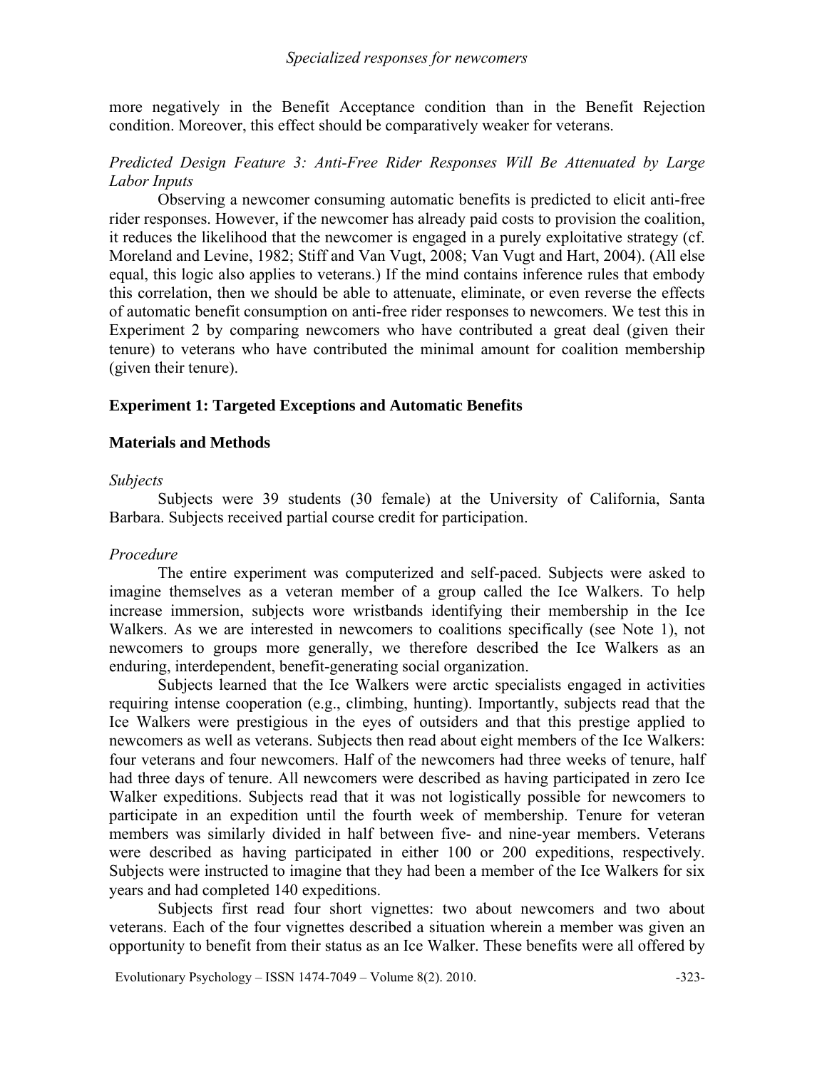more negatively in the Benefit Acceptance condition than in the Benefit Rejection condition. Moreover, this effect should be comparatively weaker for veterans.

*Predicted Design Feature 3: Anti-Free Rider Responses Will Be Attenuated by Large Labor Inputs*

Observing a newcomer consuming automatic benefits is predicted to elicit anti-free rider responses. However, if the newcomer has already paid costs to provision the coalition, it reduces the likelihood that the newcomer is engaged in a purely exploitative strategy (cf. Moreland and Levine, 1982; Stiff and Van Vugt, 2008; Van Vugt and Hart, 2004). (All else equal, this logic also applies to veterans.) If the mind contains inference rules that embody this correlation, then we should be able to attenuate, eliminate, or even reverse the effects of automatic benefit consumption on anti-free rider responses to newcomers. We test this in Experiment 2 by comparing newcomers who have contributed a great deal (given their tenure) to veterans who have contributed the minimal amount for coalition membership (given their tenure).

## Experiment 1: Targeted Exceptions and Automatic Benefits

### Materials and Methods

*Subjects*

Subjects were 39 students (30 female) at the University of California, Santa Barbara. Subjects received partial course credit for participation.

*Procedure*

The entire experiment was computerized and self-paced. Subjects were asked to imagine themselves as a veteran member of a group called the Ice Walkers. To help increase immersion, subjects wore wristbands identifying their membership in the Ice Walkers. As we are interested in newcomers to coalitions specifically (see Note 1), not newcomers to groups more generally, we therefore described the Ice Walkers as an enduring, interdependent, benefit-generating social organization.

Subjects learned that the Ice Walkers were arctic specialists engaged in activities requiring intense cooperation (e.g., climbing, hunting). Importantly, subjects read that the Ice Walkers were prestigious in the eyes of outsiders and that this prestige applied to newcomers as well as veterans. Subjects then read about eight members of the Ice Walkers: four veterans and four newcomers. Half of the newcomers had three weeks of tenure, half had three days of tenure. All newcomers were described as having participated in zero Ice Walker expeditions. Subjects read that it was not logistically possible for newcomers to participate in an expedition until the fourth week of membership. Tenure for veteran members was similarly divided in half between five- and nine-year members. Veterans were described as having participated in either 100 or 200 expeditions, respectively. Subjects were instructed to imagine that they had been a member of the Ice Walkers for six years and had completed 140 expeditions.

Subjects first read four short vignettes: two about newcomers and two about veterans. Each of the four vignettes described a situation wherein a member was given an opportunity to benefit from their status as an Ice Walker. These benefits were all offered by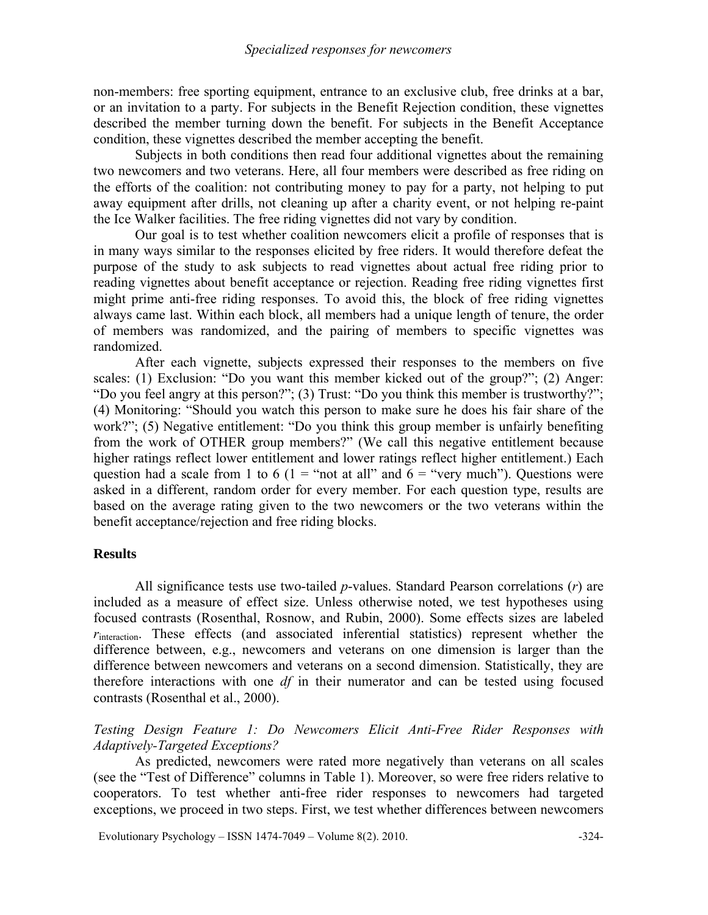non-members: free sporting equipment, entrance to an exclusive club, free drinks at a bar, or an invitation to a party. For subjects in the Benefit Rejection condition, these vignettes described the member turning down the benefit. For subjects in the Benefit Acceptance condition, these vignettes described the member accepting the benefit.

Subjects in both conditions then read four additional vignettes about the remaining two newcomers and two veterans. Here, all four members were described as free riding on the efforts of the coalition: not contributing money to pay for a party, not helping to put away equipment after drills, not cleaning up after a charity event, or not helping re-paint the Ice Walker facilities. The free riding vignettes did not vary by condition.

Our goal is to test whether coalition newcomers elicit a profile of responses that is in many ways similar to the responses elicited by free riders. It would therefore defeat the purpose of the study to ask subjects to read vignettes about actual free riding prior to reading vignettes about benefit acceptance or rejection. Reading free riding vignettes first might prime anti-free riding responses. To avoid this, the block of free riding vignettes always came last. Within each block, all members had a unique length of tenure, the order of members was randomized, and the pairing of members to specific vignettes was randomized.

After each vignette, subjects expressed their responses to the members on five scales: (1) Exclusion: "Do you want this member kicked out of the group?"; (2) Anger: "Do you feel angry at this person?"; (3) Trust: "Do you think this member is trustworthy?"; (4) Monitoring: "Should you watch this person to make sure he does his fair share of the work?"; (5) Negative entitlement: "Do you think this group member is unfairly benefiting from the work of OTHER group members?" (We call this negative entitlement because higher ratings reflect lower entitlement and lower ratings reflect higher entitlement.) Each question had a scale from 1 to 6 (1 = "not at all" and 6 = "very much"). Questions were asked in a different, random order for every member. For each question type, results are based on the average rating given to the two newcomers or the two veterans within the benefit acceptance/rejection and free riding blocks.

## Results

All significance tests use two-tailed *p*-values. Standard Pearson correlations ($r$) are included as a measure of effect size. Unless otherwise noted, we test hypotheses using focused contrasts (Rosenthal, Rosnow, and Rubin, 2000). Some effects sizes are labeled $r_{interaction}$. These effects (and associated inferential statistics) represent whether the difference between, e.g., newcomers and veterans on one dimension is larger than the difference between newcomers and veterans on a second dimension. Statistically, they are therefore interactions with one *df* in their numerator and can be tested using focused contrasts (Rosenthal et al., 2000).

### *Testing Design Feature 1: Do Newcomers Elicit Anti-Free Rider Responses with Adaptively-Targeted Exceptions?*

As predicted, newcomers were rated more negatively than veterans on all scales (see the "Test of Difference" columns in Table 1). Moreover, so were free riders relative to cooperators. To test whether anti-free rider responses to newcomers had targeted exceptions, we proceed in two steps. First, we test whether differences between newcomers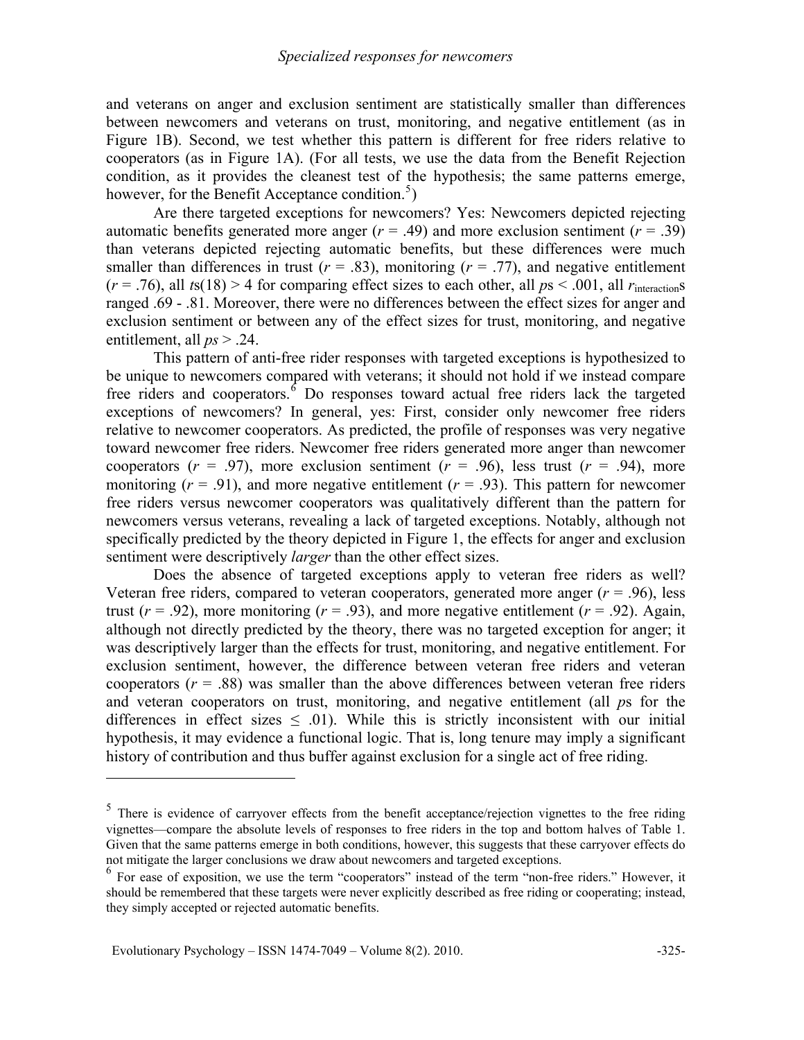and veterans on anger and exclusion sentiment are statistically smaller than differences between newcomers and veterans on trust, monitoring, and negative entitlement (as in Figure 1B). Second, we test whether this pattern is different for free riders relative to cooperators (as in Figure 1A). (For all tests, we use the data from the Benefit Rejection condition, as it provides the cleanest test of the hypothesis; the same patterns emerge, however, for the Benefit Acceptance condition.[5])

Are there targeted exceptions for newcomers? Yes: Newcomers depicted rejecting automatic benefits generated more anger ($r = .49$) and more exclusion sentiment ($r = .39$) than veterans depicted rejecting automatic benefits, but these differences were much smaller than differences in trust ($r = .83$), monitoring ($r = .77$), and negative entitlement ($r = .76$), all $t$s$(18) > 4$ for comparing effect sizes to each other, all $p$s $< .001$, all $r_{interaction}$s ranged .69 - .81. Moreover, there were no differences between the effect sizes for anger and exclusion sentiment or between any of the effect sizes for trust, monitoring, and negative entitlement, all $ps > .24$.

This pattern of anti-free rider responses with targeted exceptions is hypothesized to be unique to newcomers compared with veterans; it should not hold if we instead compare free riders and cooperators.[6] Do responses toward actual free riders lack the targeted exceptions of newcomers? In general, yes: First, consider only newcomer free riders relative to newcomer cooperators. As predicted, the profile of responses was very negative toward newcomer free riders. Newcomer free riders generated more anger than newcomer cooperators ($r = .97$), more exclusion sentiment ($r = .96$), less trust ($r = .94$), more monitoring ($r = .91$), and more negative entitlement ($r = .93$). This pattern for newcomer free riders versus newcomer cooperators was qualitatively different than the pattern for newcomers versus veterans, revealing a lack of targeted exceptions. Notably, although not specifically predicted by the theory depicted in Figure 1, the effects for anger and exclusion sentiment were descriptively *larger* than the other effect sizes.

Does the absence of targeted exceptions apply to veteran free riders as well? Veteran free riders, compared to veteran cooperators, generated more anger ($r = .96$), less trust ($r = .92$), more monitoring ($r = .93$), and more negative entitlement ($r = .92$). Again, although not directly predicted by the theory, there was no targeted exception for anger; it was descriptively larger than the effects for trust, monitoring, and negative entitlement. For exclusion sentiment, however, the difference between veteran free riders and veteran cooperators ($r = .88$) was smaller than the above differences between veteran free riders and veteran cooperators on trust, monitoring, and negative entitlement (all $p$s for the differences in effect sizes $\leq .01$). While this is strictly inconsistent with our initial hypothesis, it may evidence a functional logic. That is, long tenure may imply a significant history of contribution and thus buffer against exclusion for a single act of free riding.

---

[5] There is evidence of carryover effects from the benefit acceptance/rejection vignettes to the free riding vignettes—compare the absolute levels of responses to free riders in the top and bottom halves of Table 1. Given that the same patterns emerge in both conditions, however, this suggests that these carryover effects do not mitigate the larger conclusions we draw about newcomers and targeted exceptions.

[6] For ease of exposition, we use the term "cooperators" instead of the term "non-free riders." However, it should be remembered that these targets were never explicitly described as free riding or cooperating; instead, they simply accepted or rejected automatic benefits.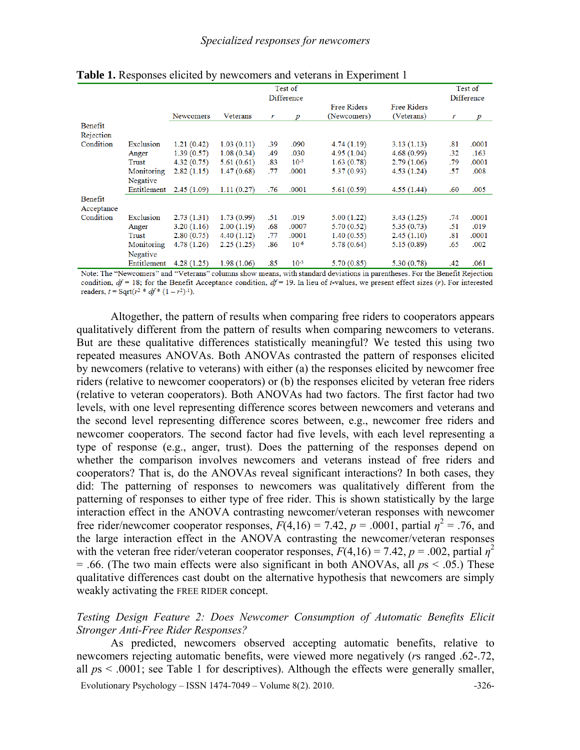**Table 1.** Responses elicited by newcomers and veterans in Experiment 1

| | | Newcomers | Veterans | Test of Difference $r$ | Test of Difference $p$ | Free Riders (Newcomers) | Free Riders (Veterans) | Test of Difference $r$ | Test of Difference $p$ |
|---|---|---|---|---|---|---|---|---|---|
| Benefit Rejection Condition | Exclusion | 1.21 (0.42) | 1.03 (0.11) | .39 | .090 | 4.74 (1.19) | 3.13 (1.13) | .81 | .0001 |
| | Anger | 1.39 (0.57) | 1.08 (0.34) | .49 | .030 | 4.95 (1.04) | 4.68 (0.99) | .32 | .163 |
| | Trust | 4.32 (0.75) | 5.61 (0.61) | .83 | $10^{-5}$ | 1.63 (0.78) | 2.79 (1.06) | .79 | .0001 |
| | Monitoring | 2.82 (1.15) | 1.47 (0.68) | .77 | .0001 | 5.37 (0.93) | 4.53 (1.24) | .57 | .008 |
| | Negative Entitlement | 2.45 (1.09) | 1.11 (0.27) | .76 | .0001 | 5.61 (0.59) | 4.55 (1.44) | .60 | .005 |
| Benefit Acceptance Condition | Exclusion | 2.73 (1.31) | 1.73 (0.99) | .51 | .019 | 5.00 (1.22) | 3.43 (1.25) | .74 | .0001 |
| | Anger | 3.20 (1.16) | 2.00 (1.19) | .68 | .0007 | 5.70 (0.52) | 5.35 (0.73) | .51 | .019 |
| | Trust | 2.80 (0.75) | 4.40 (1.12) | .77 | .0001 | 1.40 (0.55) | 2.45 (1.10) | .81 | .0001 |
| | Monitoring | 4.78 (1.26) | 2.25 (1.25) | .86 | $10^{-6}$ | 5.78 (0.64) | 5.15 (0.89) | .65 | .002 |
| | Negative Entitlement | 4.28 (1.25) | 1.98 (1.06) | .85 | $10^{-5}$ | 5.70 (0.85) | 5.30 (0.78) | .42 | .061 |

Note: The "Newcomers" and "Veterans" columns show means, with standard deviations in parentheses. For the Benefit Rejection condition, $df = 18$; for the Benefit Acceptance condition, $df = 19$. In lieu of $t$-values, we present effect sizes ($r$). For interested readers, $t = \text{Sqrt}(r^2 * df * (1 - r^2)^{-1})$.

Altogether, the pattern of results when comparing free riders to cooperators appears qualitatively different from the pattern of results when comparing newcomers to veterans. But are these qualitative differences statistically meaningful? We tested this using two repeated measures ANOVAs. Both ANOVAs contrasted the pattern of responses elicited by newcomers (relative to veterans) with either (a) the responses elicited by newcomer free riders (relative to newcomer cooperators) or (b) the responses elicited by veteran free riders (relative to veteran cooperators). Both ANOVAs had two factors. The first factor had two levels, with one level representing difference scores between newcomers and veterans and the second level representing difference scores between, e.g., newcomer free riders and newcomer cooperators. The second factor had five levels, with each level representing a type of response (e.g., anger, trust). Does the patterning of the responses depend on whether the comparison involves newcomers and veterans instead of free riders and cooperators? That is, do the ANOVAs reveal significant interactions? In both cases, they did: The patterning of responses to newcomers was qualitatively different from the patterning of responses to either type of free rider. This is shown statistically by the large interaction effect in the ANOVA contrasting newcomer/veteran responses with newcomer free rider/newcomer cooperator responses, $F(4,16) = 7.42$, $p = .0001$, partial $\eta^2 = .76$, and the large interaction effect in the ANOVA contrasting the newcomer/veteran responses with the veteran free rider/veteran cooperator responses, $F(4,16) = 7.42$, $p = .002$, partial $\eta^2 = .66$. (The two main effects were also significant in both ANOVAs, all $p$s < .05.) These qualitative differences cast doubt on the alternative hypothesis that newcomers are simply weakly activating the FREE RIDER concept.

*Testing Design Feature 2: Does Newcomer Consumption of Automatic Benefits Elicit Stronger Anti-Free Rider Responses?*

As predicted, newcomers observed accepting automatic benefits, relative to newcomers rejecting automatic benefits, were viewed more negatively ($r$s ranged .62-.72, all $p$s < .0001; see Table 1 for descriptives). Although the effects were generally smaller,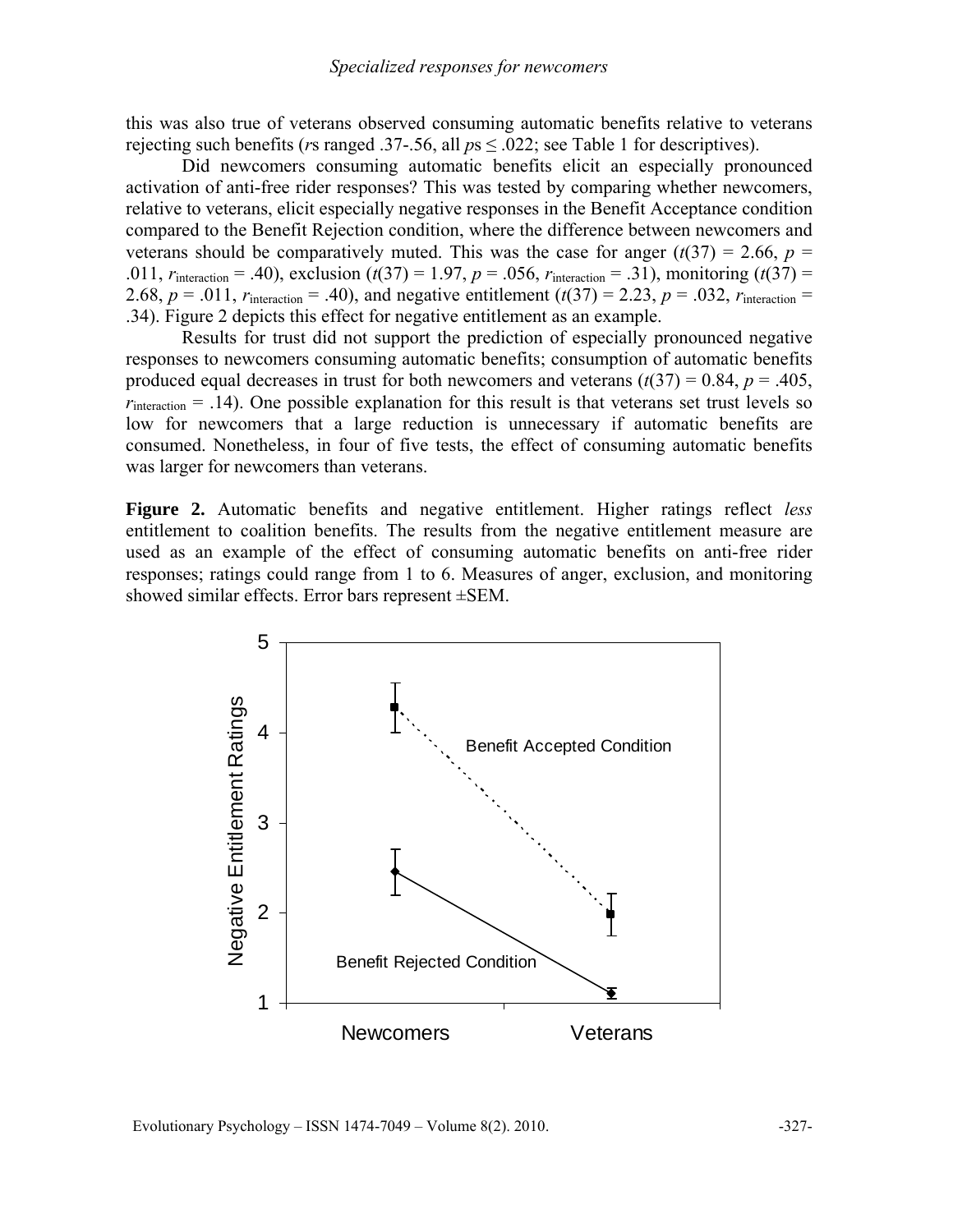this was also true of veterans observed consuming automatic benefits relative to veterans rejecting such benefits (*r*s ranged .37-.56, all *p*s $\leq$ .022; see Table 1 for descriptives).

Did newcomers consuming automatic benefits elicit an especially pronounced activation of anti-free rider responses? This was tested by comparing whether newcomers, relative to veterans, elicit especially negative responses in the Benefit Acceptance condition compared to the Benefit Rejection condition, where the difference between newcomers and veterans should be comparatively muted. This was the case for anger ($t(37) = 2.66$, $p = .011$, $r_{\text{interaction}} = .40$), exclusion ($t(37) = 1.97$, $p = .056$, $r_{\text{interaction}} = .31$), monitoring ($t(37) = 2.68$, $p = .011$, $r_{\text{interaction}} = .40$), and negative entitlement ($t(37) = 2.23$, $p = .032$, $r_{\text{interaction}} = .34$). Figure 2 depicts this effect for negative entitlement as an example.

Results for trust did not support the prediction of especially pronounced negative responses to newcomers consuming automatic benefits; consumption of automatic benefits produced equal decreases in trust for both newcomers and veterans ($t(37) = 0.84$, $p = .405$, $r_{\text{interaction}} = .14$). One possible explanation for this result is that veterans set trust levels so low for newcomers that a large reduction is unnecessary if automatic benefits are consumed. Nonetheless, in four of five tests, the effect of consuming automatic benefits was larger for newcomers than veterans.

**Figure 2.** Automatic benefits and negative entitlement. Higher ratings reflect *less* entitlement to coalition benefits. The results from the negative entitlement measure are used as an example of the effect of consuming automatic benefits on anti-free rider responses; ratings could range from 1 to 6. Measures of anger, exclusion, and monitoring showed similar effects. Error bars represent ±SEM.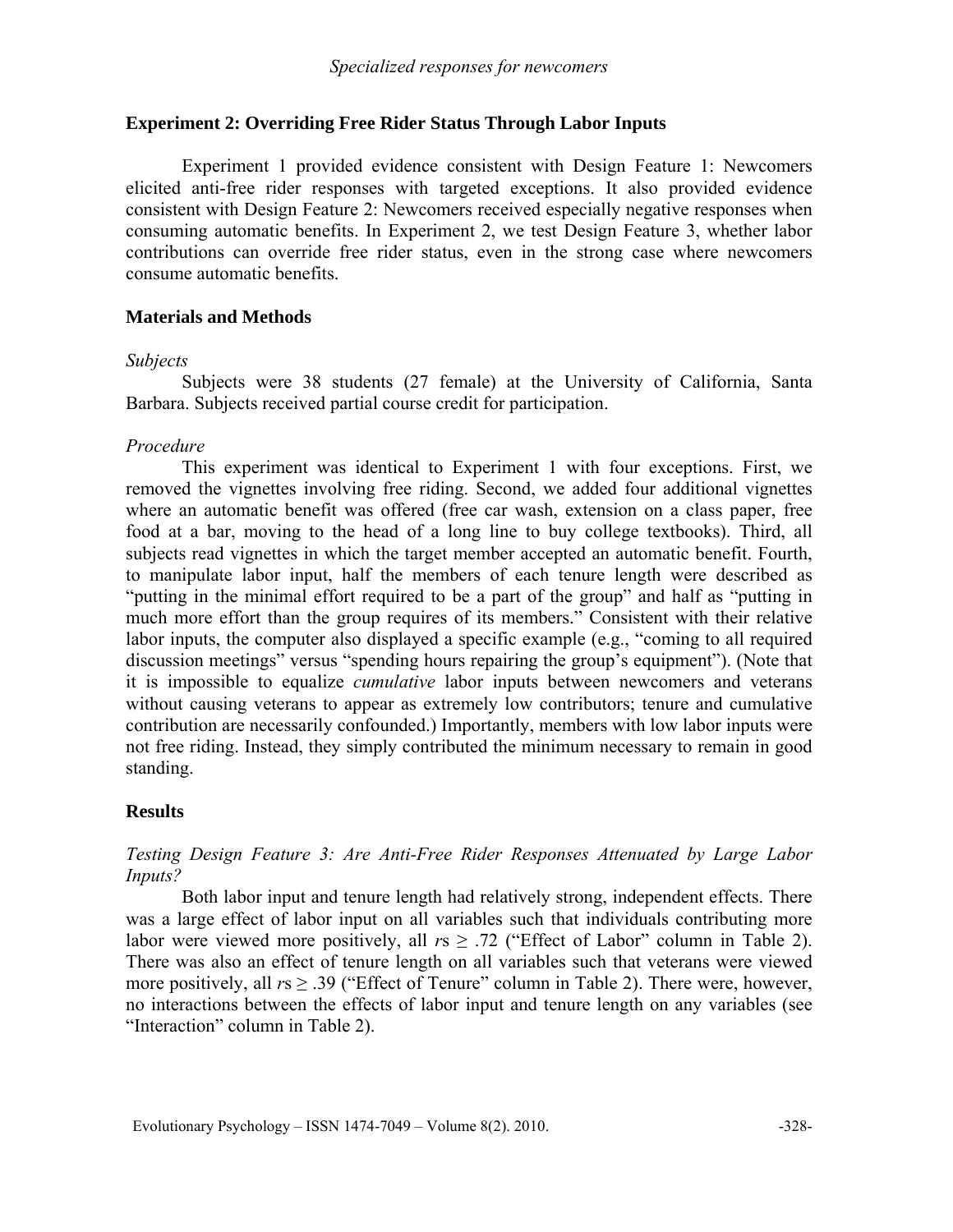## Experiment 2: Overriding Free Rider Status Through Labor Inputs

Experiment 1 provided evidence consistent with Design Feature 1: Newcomers elicited anti-free rider responses with targeted exceptions. It also provided evidence consistent with Design Feature 2: Newcomers received especially negative responses when consuming automatic benefits. In Experiment 2, we test Design Feature 3, whether labor contributions can override free rider status, even in the strong case where newcomers consume automatic benefits.

### Materials and Methods

*Subjects*

Subjects were 38 students (27 female) at the University of California, Santa Barbara. Subjects received partial course credit for participation.

*Procedure*

This experiment was identical to Experiment 1 with four exceptions. First, we removed the vignettes involving free riding. Second, we added four additional vignettes where an automatic benefit was offered (free car wash, extension on a class paper, free food at a bar, moving to the head of a long line to buy college textbooks). Third, all subjects read vignettes in which the target member accepted an automatic benefit. Fourth, to manipulate labor input, half the members of each tenure length were described as "putting in the minimal effort required to be a part of the group" and half as "putting in much more effort than the group requires of its members." Consistent with their relative labor inputs, the computer also displayed a specific example (e.g., "coming to all required discussion meetings" versus "spending hours repairing the group's equipment"). (Note that it is impossible to equalize *cumulative* labor inputs between newcomers and veterans without causing veterans to appear as extremely low contributors; tenure and cumulative contribution are necessarily confounded.) Importantly, members with low labor inputs were not free riding. Instead, they simply contributed the minimum necessary to remain in good standing.

### Results

*Testing Design Feature 3: Are Anti-Free Rider Responses Attenuated by Large Labor Inputs?*

Both labor input and tenure length had relatively strong, independent effects. There was a large effect of labor input on all variables such that individuals contributing more labor were viewed more positively, all $r$s $\geq .72$ ("Effect of Labor" column in Table 2). There was also an effect of tenure length on all variables such that veterans were viewed more positively, all $r$s $\geq .39$ ("Effect of Tenure" column in Table 2). There were, however, no interactions between the effects of labor input and tenure length on any variables (see "Interaction" column in Table 2).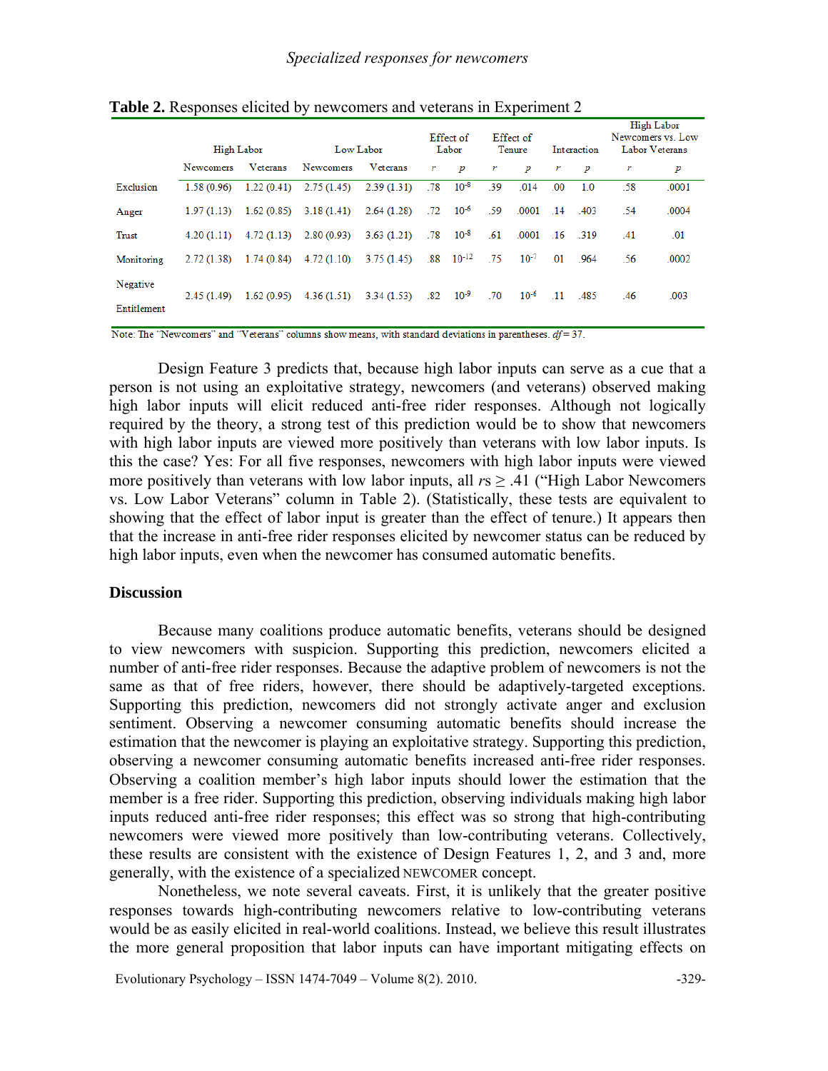**Table 2.** Responses elicited by newcomers and veterans in Experiment 2

| | High Labor | | Low Labor | | Effect of Labor | | Effect of Tenure | | Interaction | | High Labor Newcomers vs. Low Labor Veterans | |
|---|---|---|---|---|---|---|---|---|---|---|---|---|
| | Newcomers | Veterans | Newcomers | Veterans | $r$ | $p$ | $r$ | $p$ | $r$ | $p$ | $r$ | $p$ |
| Exclusion | 1.58 (0.96) | 1.22 (0.41) | 2.75 (1.45) | 2.39 (1.31) | .78 | $10^{-8}$ | .39 | .014 | .00 | 1.0 | .58 | .0001 |
| Anger | 1.97 (1.13) | 1.62 (0.85) | 3.18 (1.41) | 2.64 (1.28) | .72 | $10^{-6}$ | .59 | .0001 | .14 | .403 | .54 | .0004 |
| Trust | 4.20 (1.11) | 4.72 (1.13) | 2.80 (0.93) | 3.63 (1.21) | .78 | $10^{-8}$ | .61 | .0001 | .16 | .319 | .41 | .01 |
| Monitoring | 2.72 (1.38) | 1.74 (0.84) | 4.72 (1.10) | 3.75 (1.45) | .88 | $10^{-12}$ | .75 | $10^{-7}$ | .01 | .964 | .56 | .0002 |
| Negative Entitlement | 2.45 (1.49) | 1.62 (0.95) | 4.36 (1.51) | 3.34 (1.53) | .82 | $10^{-9}$ | .70 | $10^{-6}$ | .11 | .485 | .46 | .003 |

Note: The "Newcomers" and "Veterans" columns show means, with standard deviations in parentheses. $df = 37$.

Design Feature 3 predicts that, because high labor inputs can serve as a cue that a person is not using an exploitative strategy, newcomers (and veterans) observed making high labor inputs will elicit reduced anti-free rider responses. Although not logically required by the theory, a strong test of this prediction would be to show that newcomers with high labor inputs are viewed more positively than veterans with low labor inputs. Is this the case? Yes: For all five responses, newcomers with high labor inputs were viewed more positively than veterans with low labor inputs, all $r$s $\geq .41$ ("High Labor Newcomers vs. Low Labor Veterans" column in Table 2). (Statistically, these tests are equivalent to showing that the effect of labor input is greater than the effect of tenure.) It appears then that the increase in anti-free rider responses elicited by newcomer status can be reduced by high labor inputs, even when the newcomer has consumed automatic benefits.

## Discussion

Because many coalitions produce automatic benefits, veterans should be designed to view newcomers with suspicion. Supporting this prediction, newcomers elicited a number of anti-free rider responses. Because the adaptive problem of newcomers is not the same as that of free riders, however, there should be adaptively-targeted exceptions. Supporting this prediction, newcomers did not strongly activate anger and exclusion sentiment. Observing a newcomer consuming automatic benefits should increase the estimation that the newcomer is playing an exploitative strategy. Supporting this prediction, observing a newcomer consuming automatic benefits increased anti-free rider responses. Observing a coalition member's high labor inputs should lower the estimation that the member is a free rider. Supporting this prediction, observing individuals making high labor inputs reduced anti-free rider responses; this effect was so strong that high-contributing newcomers were viewed more positively than low-contributing veterans. Collectively, these results are consistent with the existence of Design Features 1, 2, and 3 and, more generally, with the existence of a specialized NEWCOMER concept.

Nonetheless, we note several caveats. First, it is unlikely that the greater positive responses towards high-contributing newcomers relative to low-contributing veterans would be as easily elicited in real-world coalitions. Instead, we believe this result illustrates the more general proposition that labor inputs can have important mitigating effects on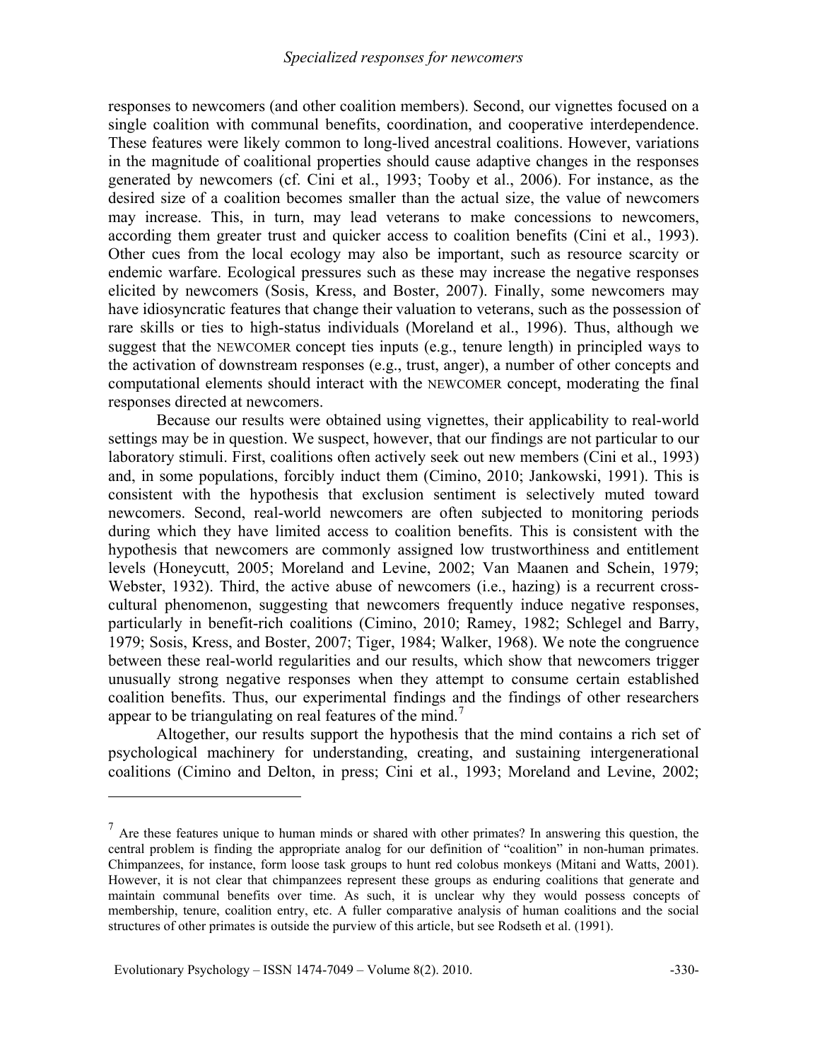responses to newcomers (and other coalition members). Second, our vignettes focused on a single coalition with communal benefits, coordination, and cooperative interdependence. These features were likely common to long-lived ancestral coalitions. However, variations in the magnitude of coalitional properties should cause adaptive changes in the responses generated by newcomers (cf. Cini et al., 1993; Tooby et al., 2006). For instance, as the desired size of a coalition becomes smaller than the actual size, the value of newcomers may increase. This, in turn, may lead veterans to make concessions to newcomers, according them greater trust and quicker access to coalition benefits (Cini et al., 1993). Other cues from the local ecology may also be important, such as resource scarcity or endemic warfare. Ecological pressures such as these may increase the negative responses elicited by newcomers (Sosis, Kress, and Boster, 2007). Finally, some newcomers may have idiosyncratic features that change their valuation to veterans, such as the possession of rare skills or ties to high-status individuals (Moreland et al., 1996). Thus, although we suggest that the NEWCOMER concept ties inputs (e.g., tenure length) in principled ways to the activation of downstream responses (e.g., trust, anger), a number of other concepts and computational elements should interact with the NEWCOMER concept, moderating the final responses directed at newcomers.

Because our results were obtained using vignettes, their applicability to real-world settings may be in question. We suspect, however, that our findings are not particular to our laboratory stimuli. First, coalitions often actively seek out new members (Cini et al., 1993) and, in some populations, forcibly induct them (Cimino, 2010; Jankowski, 1991). This is consistent with the hypothesis that exclusion sentiment is selectively muted toward newcomers. Second, real-world newcomers are often subjected to monitoring periods during which they have limited access to coalition benefits. This is consistent with the hypothesis that newcomers are commonly assigned low trustworthiness and entitlement levels (Honeycutt, 2005; Moreland and Levine, 2002; Van Maanen and Schein, 1979; Webster, 1932). Third, the active abuse of newcomers (i.e., hazing) is a recurrent cross-cultural phenomenon, suggesting that newcomers frequently induce negative responses, particularly in benefit-rich coalitions (Cimino, 2010; Ramey, 1982; Schlegel and Barry, 1979; Sosis, Kress, and Boster, 2007; Tiger, 1984; Walker, 1968). We note the congruence between these real-world regularities and our results, which show that newcomers trigger unusually strong negative responses when they attempt to consume certain established coalition benefits. Thus, our experimental findings and the findings of other researchers appear to be triangulating on real features of the mind.[7]

Altogether, our results support the hypothesis that the mind contains a rich set of psychological machinery for understanding, creating, and sustaining intergenerational coalitions (Cimino and Delton, in press; Cini et al., 1993; Moreland and Levine, 2002;

[7] Are these features unique to human minds or shared with other primates? In answering this question, the central problem is finding the appropriate analog for our definition of "coalition" in non-human primates. Chimpanzees, for instance, form loose task groups to hunt red colobus monkeys (Mitani and Watts, 2001). However, it is not clear that chimpanzees represent these groups as enduring coalitions that generate and maintain communal benefits over time. As such, it is unclear why they would possess concepts of membership, tenure, coalition entry, etc. A fuller comparative analysis of human coalitions and the social structures of other primates is outside the purview of this article, but see Rodseth et al. (1991).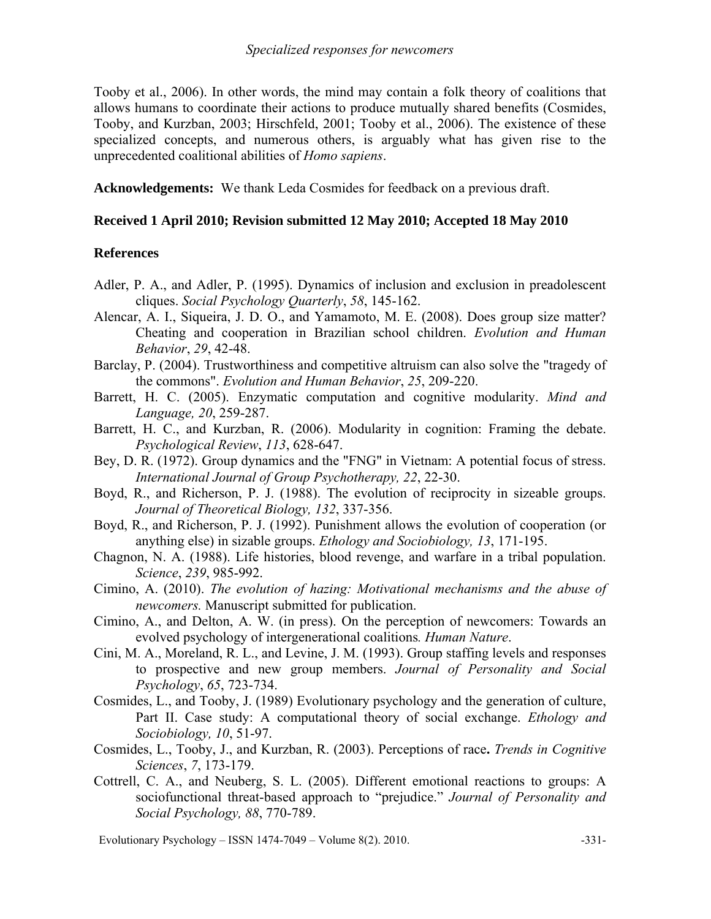Tooby et al., 2006). In other words, the mind may contain a folk theory of coalitions that allows humans to coordinate their actions to produce mutually shared benefits (Cosmides, Tooby, and Kurzban, 2003; Hirschfeld, 2001; Tooby et al., 2006). The existence of these specialized concepts, and numerous others, is arguably what has given rise to the unprecedented coalitional abilities of *Homo sapiens*.

**Acknowledgements:** We thank Leda Cosmides for feedback on a previous draft.

**Received 1 April 2010; Revision submitted 12 May 2010; Accepted 18 May 2010**

## References

Adler, P. A., and Adler, P. (1995). Dynamics of inclusion and exclusion in preadolescent cliques. *Social Psychology Quarterly*, *58*, 145-162.

Alencar, A. I., Siqueira, J. D. O., and Yamamoto, M. E. (2008). Does group size matter? Cheating and cooperation in Brazilian school children. *Evolution and Human Behavior*, *29*, 42-48.

Barclay, P. (2004). Trustworthiness and competitive altruism can also solve the "tragedy of the commons". *Evolution and Human Behavior*, *25*, 209-220.

Barrett, H. C. (2005). Enzymatic computation and cognitive modularity. *Mind and Language, 20*, 259-287.

Barrett, H. C., and Kurzban, R. (2006). Modularity in cognition: Framing the debate. *Psychological Review*, *113*, 628-647.

Bey, D. R. (1972). Group dynamics and the "FNG" in Vietnam: A potential focus of stress. *International Journal of Group Psychotherapy, 22*, 22-30.

Boyd, R., and Richerson, P. J. (1988). The evolution of reciprocity in sizeable groups. *Journal of Theoretical Biology, 132*, 337-356.

Boyd, R., and Richerson, P. J. (1992). Punishment allows the evolution of cooperation (or anything else) in sizable groups. *Ethology and Sociobiology, 13*, 171-195.

Chagnon, N. A. (1988). Life histories, blood revenge, and warfare in a tribal population. *Science*, *239*, 985-992.

Cimino, A. (2010). *The evolution of hazing: Motivational mechanisms and the abuse of newcomers.* Manuscript submitted for publication.

Cimino, A., and Delton, A. W. (in press). On the perception of newcomers: Towards an evolved psychology of intergenerational coalitions*. Human Nature*.

Cini, M. A., Moreland, R. L., and Levine, J. M. (1993). Group staffing levels and responses to prospective and new group members. *Journal of Personality and Social Psychology*, *65*, 723-734.

Cosmides, L., and Tooby, J. (1989) Evolutionary psychology and the generation of culture, Part II. Case study: A computational theory of social exchange. *Ethology and Sociobiology, 10*, 51-97.

Cosmides, L., Tooby, J., and Kurzban, R. (2003). Perceptions of race**.** *Trends in Cognitive Sciences*, *7*, 173-179.

Cottrell, C. A., and Neuberg, S. L. (2005). Different emotional reactions to groups: A sociofunctional threat-based approach to "prejudice." *Journal of Personality and Social Psychology, 88*, 770-789.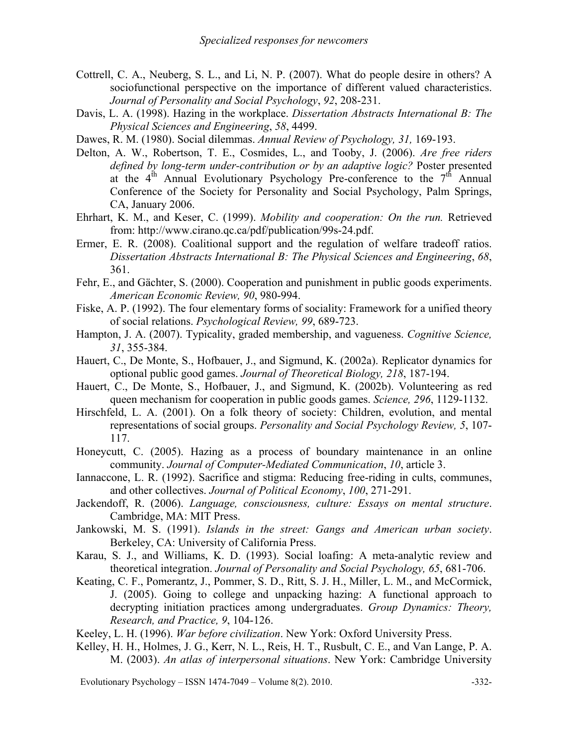Cottrell, C. A., Neuberg, S. L., and Li, N. P. (2007). What do people desire in others? A sociofunctional perspective on the importance of different valued characteristics. *Journal of Personality and Social Psychology*, *92*, 208-231.

Davis, L. A. (1998). Hazing in the workplace. *Dissertation Abstracts International B: The Physical Sciences and Engineering*, *58*, 4499.

Dawes, R. M. (1980). Social dilemmas. *Annual Review of Psychology, 31,* 169-193.

Delton, A. W., Robertson, T. E., Cosmides, L., and Tooby, J. (2006). *Are free riders defined by long-term under-contribution or by an adaptive logic?* Poster presented at the 4th Annual Evolutionary Psychology Pre-conference to the 7th Annual Conference of the Society for Personality and Social Psychology, Palm Springs, CA, January 2006.

Ehrhart, K. M., and Keser, C. (1999). *Mobility and cooperation: On the run.* Retrieved from: http://www.cirano.qc.ca/pdf/publication/99s-24.pdf.

Ermer, E. R. (2008). Coalitional support and the regulation of welfare tradeoff ratios. *Dissertation Abstracts International B: The Physical Sciences and Engineering*, *68*, 361.

Fehr, E., and Gächter, S. (2000). Cooperation and punishment in public goods experiments. *American Economic Review, 90*, 980-994.

Fiske, A. P. (1992). The four elementary forms of sociality: Framework for a unified theory of social relations. *Psychological Review, 99*, 689-723.

Hampton, J. A. (2007). Typicality, graded membership, and vagueness. *Cognitive Science, 31*, 355-384.

Hauert, C., De Monte, S., Hofbauer, J., and Sigmund, K. (2002a). Replicator dynamics for optional public good games. *Journal of Theoretical Biology, 218*, 187-194.

Hauert, C., De Monte, S., Hofbauer, J., and Sigmund, K. (2002b). Volunteering as red queen mechanism for cooperation in public goods games. *Science, 296*, 1129-1132.

Hirschfeld, L. A. (2001). On a folk theory of society: Children, evolution, and mental representations of social groups. *Personality and Social Psychology Review, 5*, 107-117.

Honeycutt, C. (2005). Hazing as a process of boundary maintenance in an online community. *Journal of Computer-Mediated Communication*, *10*, article 3.

Iannaccone, L. R. (1992). Sacrifice and stigma: Reducing free-riding in cults, communes, and other collectives. *Journal of Political Economy*, *100*, 271-291.

Jackendoff, R. (2006). *Language, consciousness, culture: Essays on mental structure*. Cambridge, MA: MIT Press.

Jankowski, M. S. (1991). *Islands in the street: Gangs and American urban society*. Berkeley, CA: University of California Press.

Karau, S. J., and Williams, K. D. (1993). Social loafing: A meta-analytic review and theoretical integration. *Journal of Personality and Social Psychology, 65*, 681-706.

Keating, C. F., Pomerantz, J., Pommer, S. D., Ritt, S. J. H., Miller, L. M., and McCormick, J. (2005). Going to college and unpacking hazing: A functional approach to decrypting initiation practices among undergraduates. *Group Dynamics: Theory, Research, and Practice, 9*, 104-126.

Keeley, L. H. (1996). *War before civilization*. New York: Oxford University Press.

Kelley, H. H., Holmes, J. G., Kerr, N. L., Reis, H. T., Rusbult, C. E., and Van Lange, P. A. M. (2003). *An atlas of interpersonal situations*. New York: Cambridge University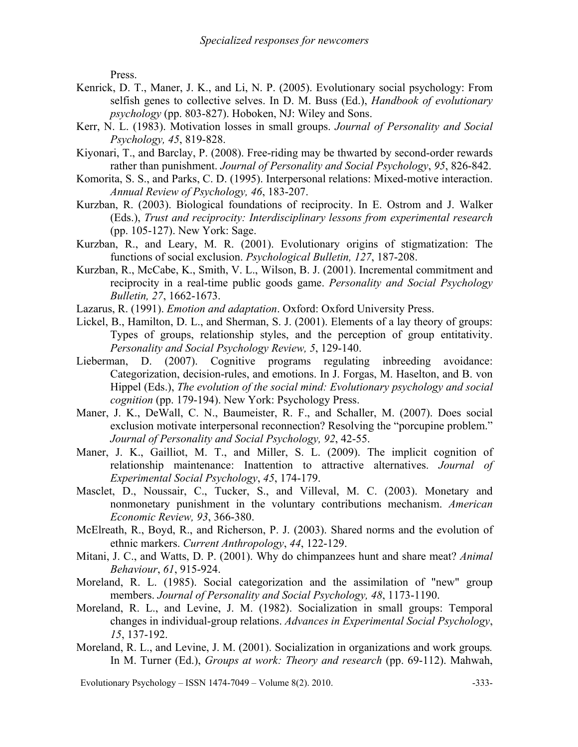Press.

Kenrick, D. T., Maner, J. K., and Li, N. P. (2005). Evolutionary social psychology: From selfish genes to collective selves. In D. M. Buss (Ed.), *Handbook of evolutionary psychology* (pp. 803-827). Hoboken, NJ: Wiley and Sons.

Kerr, N. L. (1983). Motivation losses in small groups. *Journal of Personality and Social Psychology, 45*, 819-828.

Kiyonari, T., and Barclay, P. (2008). Free-riding may be thwarted by second-order rewards rather than punishment. *Journal of Personality and Social Psychology*, *95*, 826-842.

Komorita, S. S., and Parks, C. D. (1995). Interpersonal relations: Mixed-motive interaction. *Annual Review of Psychology, 46*, 183-207.

Kurzban, R. (2003). Biological foundations of reciprocity. In E. Ostrom and J. Walker (Eds.), *Trust and reciprocity: Interdisciplinary lessons from experimental research* (pp. 105-127). New York: Sage.

Kurzban, R., and Leary, M. R. (2001). Evolutionary origins of stigmatization: The functions of social exclusion. *Psychological Bulletin, 127*, 187-208.

Kurzban, R., McCabe, K., Smith, V. L., Wilson, B. J. (2001). Incremental commitment and reciprocity in a real-time public goods game. *Personality and Social Psychology Bulletin, 27*, 1662-1673.

Lazarus, R. (1991). *Emotion and adaptation*. Oxford: Oxford University Press.

Lickel, B., Hamilton, D. L., and Sherman, S. J. (2001). Elements of a lay theory of groups: Types of groups, relationship styles, and the perception of group entitativity. *Personality and Social Psychology Review, 5*, 129-140.

Lieberman, D. (2007). Cognitive programs regulating inbreeding avoidance: Categorization, decision-rules, and emotions. In J. Forgas, M. Haselton, and B. von Hippel (Eds.), *The evolution of the social mind: Evolutionary psychology and social cognition* (pp. 179-194). New York: Psychology Press.

Maner, J. K., DeWall, C. N., Baumeister, R. F., and Schaller, M. (2007). Does social exclusion motivate interpersonal reconnection? Resolving the "porcupine problem." *Journal of Personality and Social Psychology, 92*, 42-55.

Maner, J. K., Gailliot, M. T., and Miller, S. L. (2009). The implicit cognition of relationship maintenance: Inattention to attractive alternatives. *Journal of Experimental Social Psychology*, *45*, 174-179.

Masclet, D., Noussair, C., Tucker, S., and Villeval, M. C. (2003). Monetary and nonmonetary punishment in the voluntary contributions mechanism. *American Economic Review, 93*, 366-380.

McElreath, R., Boyd, R., and Richerson, P. J. (2003). Shared norms and the evolution of ethnic markers. *Current Anthropology*, *44*, 122-129.

Mitani, J. C., and Watts, D. P. (2001). Why do chimpanzees hunt and share meat? *Animal Behaviour*, *61*, 915-924.

Moreland, R. L. (1985). Social categorization and the assimilation of "new" group members. *Journal of Personality and Social Psychology, 48*, 1173-1190.

Moreland, R. L., and Levine, J. M. (1982). Socialization in small groups: Temporal changes in individual-group relations. *Advances in Experimental Social Psychology*, *15*, 137-192.

Moreland, R. L., and Levine, J. M. (2001). Socialization in organizations and work groups. In M. Turner (Ed.), *Groups at work: Theory and research* (pp. 69-112). Mahwah,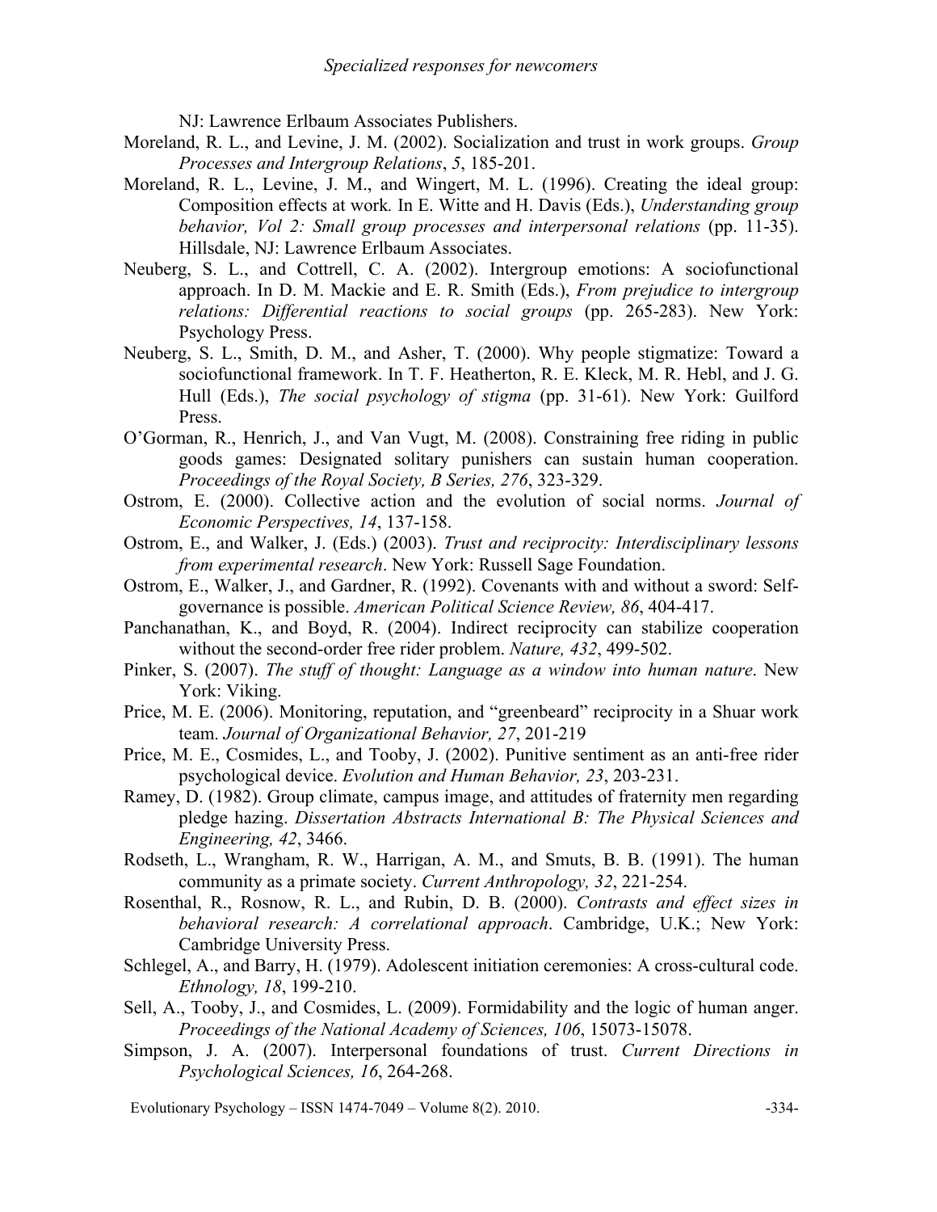NJ: Lawrence Erlbaum Associates Publishers.

Moreland, R. L., and Levine, J. M. (2002). Socialization and trust in work groups. *Group Processes and Intergroup Relations*, *5*, 185-201.

Moreland, R. L., Levine, J. M., and Wingert, M. L. (1996). Creating the ideal group: Composition effects at work. In E. Witte and H. Davis (Eds.), *Understanding group behavior, Vol 2: Small group processes and interpersonal relations* (pp. 11-35). Hillsdale, NJ: Lawrence Erlbaum Associates.

Neuberg, S. L., and Cottrell, C. A. (2002). Intergroup emotions: A sociofunctional approach. In D. M. Mackie and E. R. Smith (Eds.), *From prejudice to intergroup relations: Differential reactions to social groups* (pp. 265-283). New York: Psychology Press.

Neuberg, S. L., Smith, D. M., and Asher, T. (2000). Why people stigmatize: Toward a sociofunctional framework. In T. F. Heatherton, R. E. Kleck, M. R. Hebl, and J. G. Hull (Eds.), *The social psychology of stigma* (pp. 31-61). New York: Guilford Press.

O'Gorman, R., Henrich, J., and Van Vugt, M. (2008). Constraining free riding in public goods games: Designated solitary punishers can sustain human cooperation. *Proceedings of the Royal Society, B Series, 276*, 323-329.

Ostrom, E. (2000). Collective action and the evolution of social norms. *Journal of Economic Perspectives, 14*, 137-158.

Ostrom, E., and Walker, J. (Eds.) (2003). *Trust and reciprocity: Interdisciplinary lessons from experimental research*. New York: Russell Sage Foundation.

Ostrom, E., Walker, J., and Gardner, R. (1992). Covenants with and without a sword: Self-governance is possible. *American Political Science Review, 86*, 404-417.

Panchanathan, K., and Boyd, R. (2004). Indirect reciprocity can stabilize cooperation without the second-order free rider problem. *Nature, 432*, 499-502.

Pinker, S. (2007). *The stuff of thought: Language as a window into human nature*. New York: Viking.

Price, M. E. (2006). Monitoring, reputation, and "greenbeard" reciprocity in a Shuar work team. *Journal of Organizational Behavior, 27*, 201-219

Price, M. E., Cosmides, L., and Tooby, J. (2002). Punitive sentiment as an anti-free rider psychological device. *Evolution and Human Behavior, 23*, 203-231.

Ramey, D. (1982). Group climate, campus image, and attitudes of fraternity men regarding pledge hazing. *Dissertation Abstracts International B: The Physical Sciences and Engineering, 42*, 3466.

Rodseth, L., Wrangham, R. W., Harrigan, A. M., and Smuts, B. B. (1991). The human community as a primate society. *Current Anthropology, 32*, 221-254.

Rosenthal, R., Rosnow, R. L., and Rubin, D. B. (2000). *Contrasts and effect sizes in behavioral research: A correlational approach*. Cambridge, U.K.; New York: Cambridge University Press.

Schlegel, A., and Barry, H. (1979). Adolescent initiation ceremonies: A cross-cultural code. *Ethnology, 18*, 199-210.

Sell, A., Tooby, J., and Cosmides, L. (2009). Formidability and the logic of human anger. *Proceedings of the National Academy of Sciences, 106*, 15073-15078.

Simpson, J. A. (2007). Interpersonal foundations of trust. *Current Directions in Psychological Sciences, 16*, 264-268.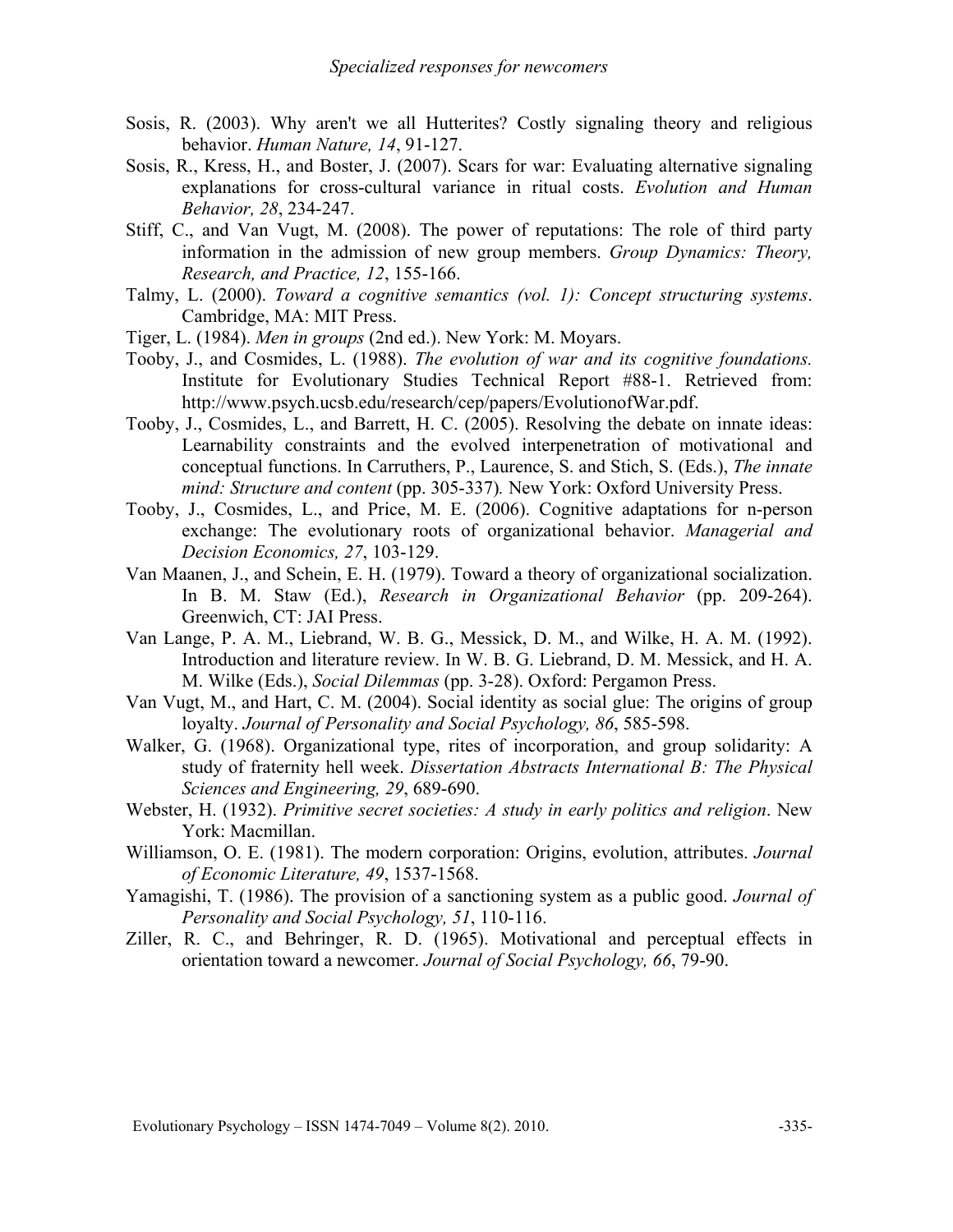Sosis, R. (2003). Why aren't we all Hutterites? Costly signaling theory and religious behavior. *Human Nature, 14*, 91-127.

Sosis, R., Kress, H., and Boster, J. (2007). Scars for war: Evaluating alternative signaling explanations for cross-cultural variance in ritual costs. *Evolution and Human Behavior, 28*, 234-247.

Stiff, C., and Van Vugt, M. (2008). The power of reputations: The role of third party information in the admission of new group members. *Group Dynamics: Theory, Research, and Practice, 12*, 155-166.

Talmy, L. (2000). *Toward a cognitive semantics (vol. 1): Concept structuring systems*. Cambridge, MA: MIT Press.

Tiger, L. (1984). *Men in groups* (2nd ed.). New York: M. Moyars.

Tooby, J., and Cosmides, L. (1988). *The evolution of war and its cognitive foundations.* Institute for Evolutionary Studies Technical Report #88-1. Retrieved from: http://www.psych.ucsb.edu/research/cep/papers/EvolutionofWar.pdf.

Tooby, J., Cosmides, L., and Barrett, H. C. (2005). Resolving the debate on innate ideas: Learnability constraints and the evolved interpenetration of motivational and conceptual functions. In Carruthers, P., Laurence, S. and Stich, S. (Eds.), *The innate mind: Structure and content* (pp. 305-337)*.* New York: Oxford University Press.

Tooby, J., Cosmides, L., and Price, M. E. (2006). Cognitive adaptations for n-person exchange: The evolutionary roots of organizational behavior. *Managerial and Decision Economics, 27*, 103-129.

Van Maanen, J., and Schein, E. H. (1979). Toward a theory of organizational socialization. In B. M. Staw (Ed.), *Research in Organizational Behavior* (pp. 209-264). Greenwich, CT: JAI Press.

Van Lange, P. A. M., Liebrand, W. B. G., Messick, D. M., and Wilke, H. A. M. (1992). Introduction and literature review. In W. B. G. Liebrand, D. M. Messick, and H. A. M. Wilke (Eds.), *Social Dilemmas* (pp. 3-28). Oxford: Pergamon Press.

Van Vugt, M., and Hart, C. M. (2004). Social identity as social glue: The origins of group loyalty. *Journal of Personality and Social Psychology, 86*, 585-598.

Walker, G. (1968). Organizational type, rites of incorporation, and group solidarity: A study of fraternity hell week. *Dissertation Abstracts International B: The Physical Sciences and Engineering, 29*, 689-690.

Webster, H. (1932). *Primitive secret societies: A study in early politics and religion*. New York: Macmillan.

Williamson, O. E. (1981). The modern corporation: Origins, evolution, attributes. *Journal of Economic Literature, 49*, 1537-1568.

Yamagishi, T. (1986). The provision of a sanctioning system as a public good. *Journal of Personality and Social Psychology, 51*, 110-116.

Ziller, R. C., and Behringer, R. D. (1965). Motivational and perceptual effects in orientation toward a newcomer. *Journal of Social Psychology, 66*, 79-90.